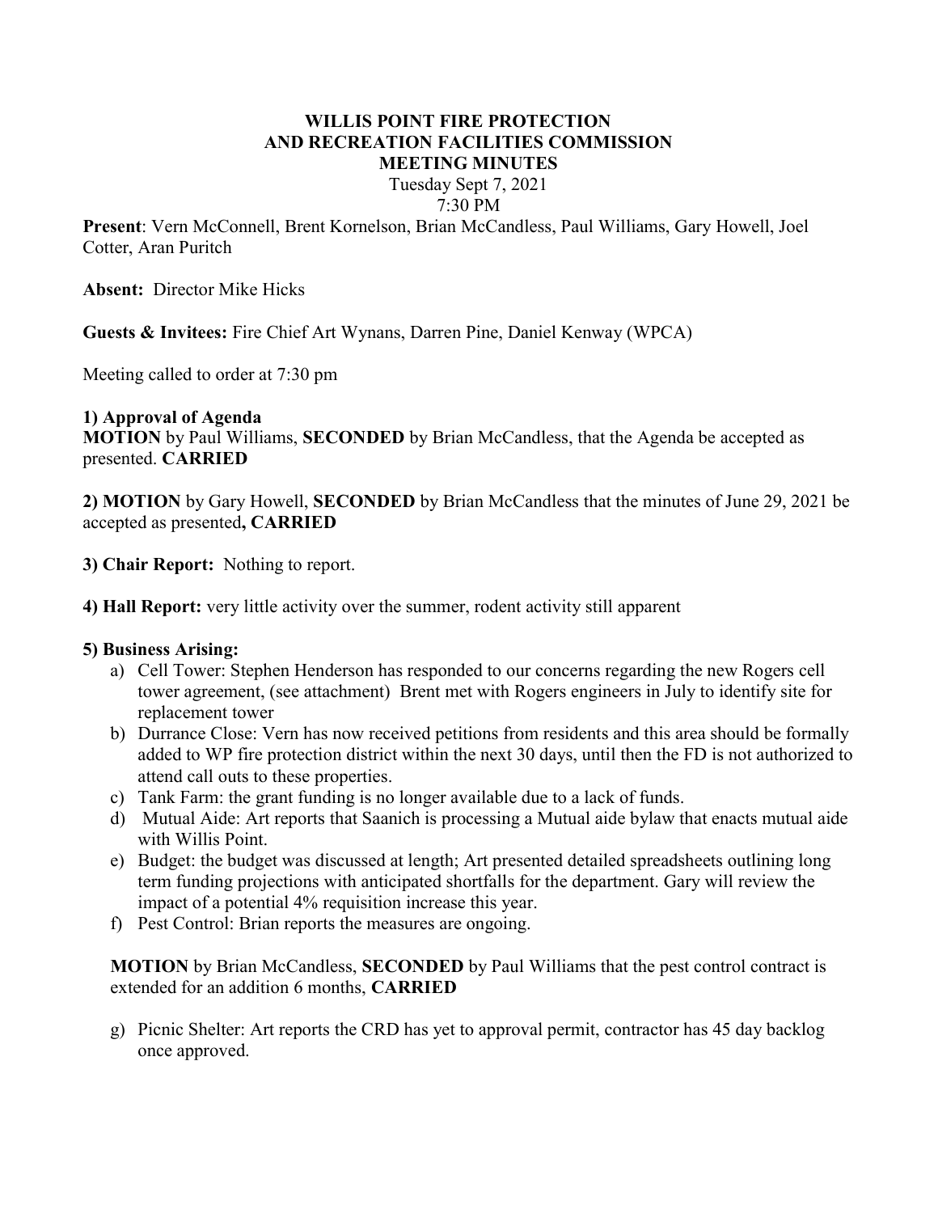# WILLIS POINT FIRE PROTECTION AND RECREATION FACILITIES COMMISSION MEETING MINUTES

Tuesday Sept 7, 2021
7:30 PM

**Present**: Vern McConnell, Brent Kornelson, Brian McCandless, Paul Williams, Gary Howell, Joel Cotter, Aran Puritch

**Absent:** Director Mike Hicks

**Guests & Invitees:** Fire Chief Art Wynans, Darren Pine, Daniel Kenway (WPCA)

Meeting called to order at 7:30 pm

**1) Approval of Agenda**

**MOTION** by Paul Williams, **SECONDED** by Brian McCandless, that the Agenda be accepted as presented. **CARRIED**

**2) MOTION** by Gary Howell, **SECONDED** by Brian McCandless that the minutes of June 29, 2021 be accepted as presented**, CARRIED**

**3) Chair Report:** Nothing to report.

**4) Hall Report:** very little activity over the summer, rodent activity still apparent

**5) Business Arising:**

a) Cell Tower: Stephen Henderson has responded to our concerns regarding the new Rogers cell tower agreement, (see attachment) Brent met with Rogers engineers in July to identify site for replacement tower

b) Durrance Close: Vern has now received petitions from residents and this area should be formally added to WP fire protection district within the next 30 days, until then the FD is not authorized to attend call outs to these properties.

c) Tank Farm: the grant funding is no longer available due to a lack of funds.

d) Mutual Aide: Art reports that Saanich is processing a Mutual aide bylaw that enacts mutual aide with Willis Point.

e) Budget: the budget was discussed at length; Art presented detailed spreadsheets outlining long term funding projections with anticipated shortfalls for the department. Gary will review the impact of a potential 4% requisition increase this year.

f) Pest Control: Brian reports the measures are ongoing.

**MOTION** by Brian McCandless, **SECONDED** by Paul Williams that the pest control contract is extended for an addition 6 months, **CARRIED**

g) Picnic Shelter: Art reports the CRD has yet to approval permit, contractor has 45 day backlog once approved.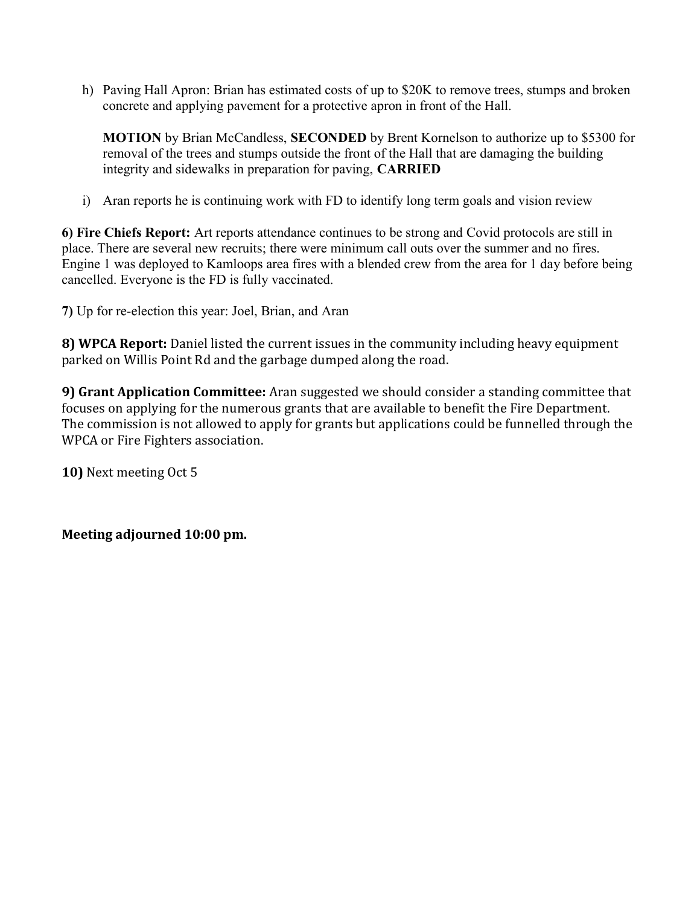h) Paving Hall Apron: Brian has estimated costs of up to $20K to remove trees, stumps and broken concrete and applying pavement for a protective apron in front of the Hall.

   **MOTION** by Brian McCandless, **SECONDED** by Brent Kornelson to authorize up to $5300 for removal of the trees and stumps outside the front of the Hall that are damaging the building integrity and sidewalks in preparation for paving, **CARRIED**

i) Aran reports he is continuing work with FD to identify long term goals and vision review

**6) Fire Chiefs Report:** Art reports attendance continues to be strong and Covid protocols are still in place. There are several new recruits; there were minimum call outs over the summer and no fires. Engine 1 was deployed to Kamloops area fires with a blended crew from the area for 1 day before being cancelled. Everyone is the FD is fully vaccinated.

**7)** Up for re-election this year: Joel, Brian, and Aran

**8) WPCA Report:** Daniel listed the current issues in the community including heavy equipment parked on Willis Point Rd and the garbage dumped along the road.

**9) Grant Application Committee:** Aran suggested we should consider a standing committee that focuses on applying for the numerous grants that are available to benefit the Fire Department. The commission is not allowed to apply for grants but applications could be funnelled through the WPCA or Fire Fighters association.

**10)** Next meeting Oct 5

**Meeting adjourned 10:00 pm.**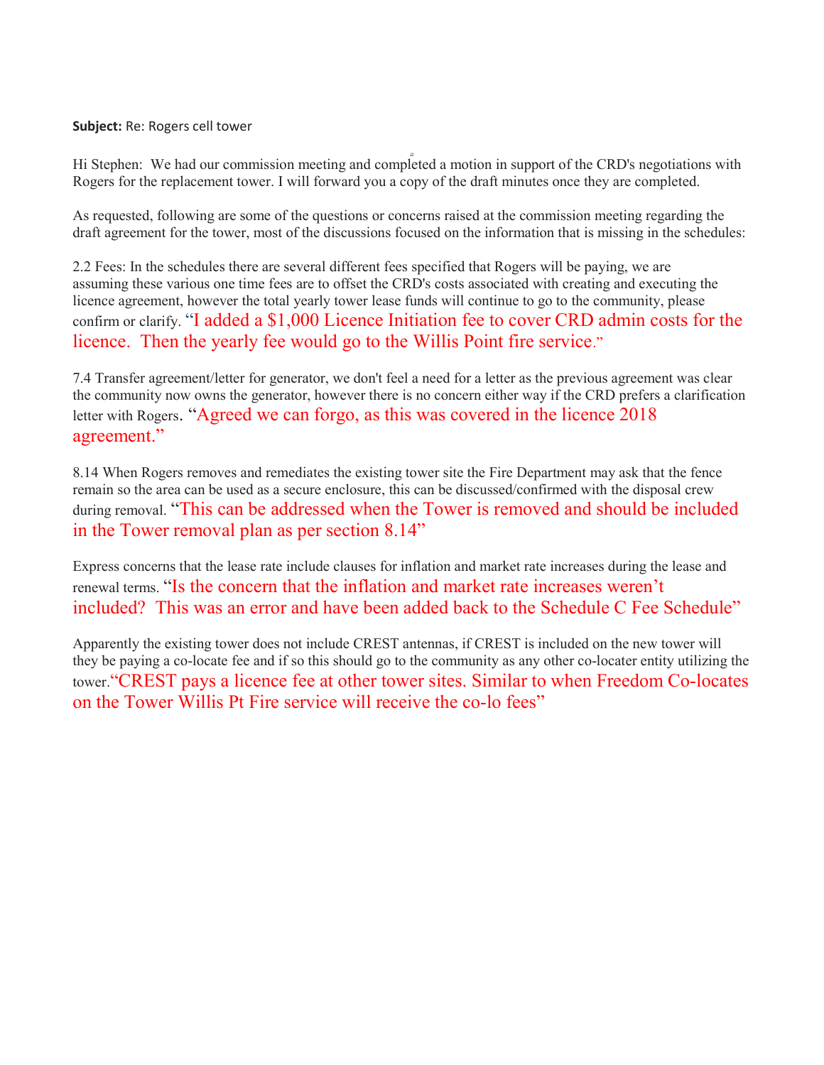**Subject:** Re: Rogers cell tower

Hi Stephen: We had our commission meeting and completed a motion in support of the CRD's negotiations with Rogers for the replacement tower. I will forward you a copy of the draft minutes once they are completed.

As requested, following are some of the questions or concerns raised at the commission meeting regarding the draft agreement for the tower, most of the discussions focused on the information that is missing in the schedules:

2.2 Fees: In the schedules there are several different fees specified that Rogers will be paying, we are assuming these various one time fees are to offset the CRD's costs associated with creating and executing the licence agreement, however the total yearly tower lease funds will continue to go to the community, please confirm or clarify. "I added a $1,000 Licence Initiation fee to cover CRD admin costs for the licence. Then the yearly fee would go to the Willis Point fire service."

7.4 Transfer agreement/letter for generator, we don't feel a need for a letter as the previous agreement was clear the community now owns the generator, however there is no concern either way if the CRD prefers a clarification letter with Rogers. "Agreed we can forgo, as this was covered in the licence 2018 agreement."

8.14 When Rogers removes and remediates the existing tower site the Fire Department may ask that the fence remain so the area can be used as a secure enclosure, this can be discussed/confirmed with the disposal crew during removal. "This can be addressed when the Tower is removed and should be included in the Tower removal plan as per section 8.14"

Express concerns that the lease rate include clauses for inflation and market rate increases during the lease and renewal terms. "Is the concern that the inflation and market rate increases weren't included? This was an error and have been added back to the Schedule C Fee Schedule"

Apparently the existing tower does not include CREST antennas, if CREST is included on the new tower will they be paying a co-locate fee and if so this should go to the community as any other co-locater entity utilizing the tower."CREST pays a licence fee at other tower sites. Similar to when Freedom Co-locates on the Tower Willis Pt Fire service will receive the co-lo fees"